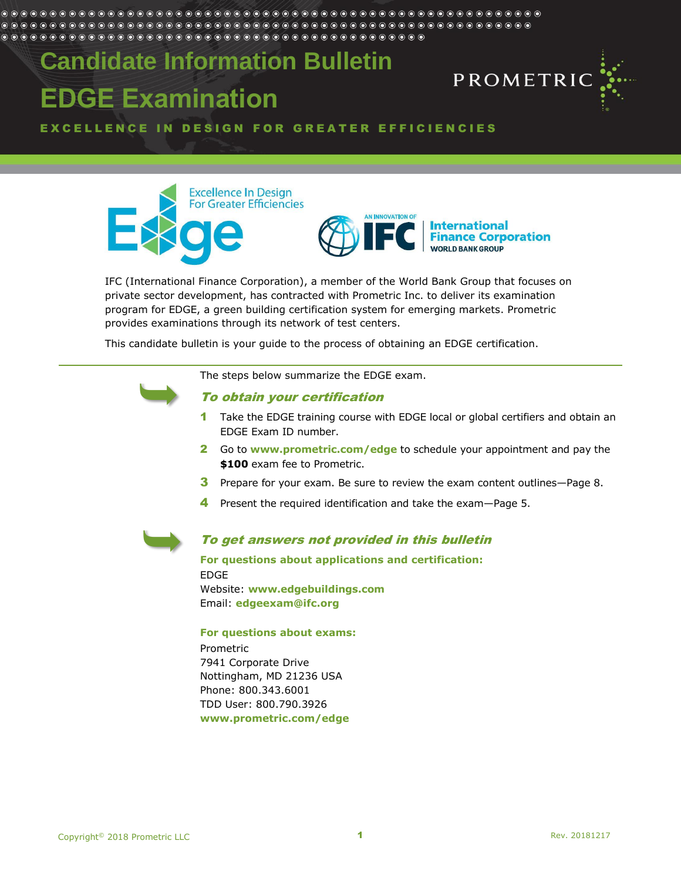# Candidate Information Bulletin

# EDGE Examination

**EXCELLENCE IN DESIGN FOR GREATER EFFICIENCIES**

IFC (International Finance Corporation), a member of the World Bank Group that focuses on private sector development, has contracted with Prometric Inc. to deliver its examination program for EDGE, a green building certification system for emerging markets. Prometric provides examinations through its network of test centers.

This candidate bulletin is your guide to the process of obtaining an EDGE certification.

---

The steps below summarize the EDGE exam.

## *To obtain your certification*

1. Take the EDGE training course with EDGE local or global certifiers and obtain an EDGE Exam ID number.
2. Go to **www.prometric.com/edge** to schedule your appointment and pay the **$100** exam fee to Prometric.
3. Prepare for your exam. Be sure to review the exam content outlines—Page 8.
4. Present the required identification and take the exam—Page 5.

## *To get answers not provided in this bulletin*

**For questions about applications and certification:**

EDGE
Website: **www.edgebuildings.com**
Email: **edgeexam@ifc.org**

**For questions about exams:**

Prometric
7941 Corporate Drive
Nottingham, MD 21236 USA
Phone: 800.343.6001
TDD User: 800.790.3926
**www.prometric.com/edge**

Copyright© 2018 Prometric LLC

Rev. 20181217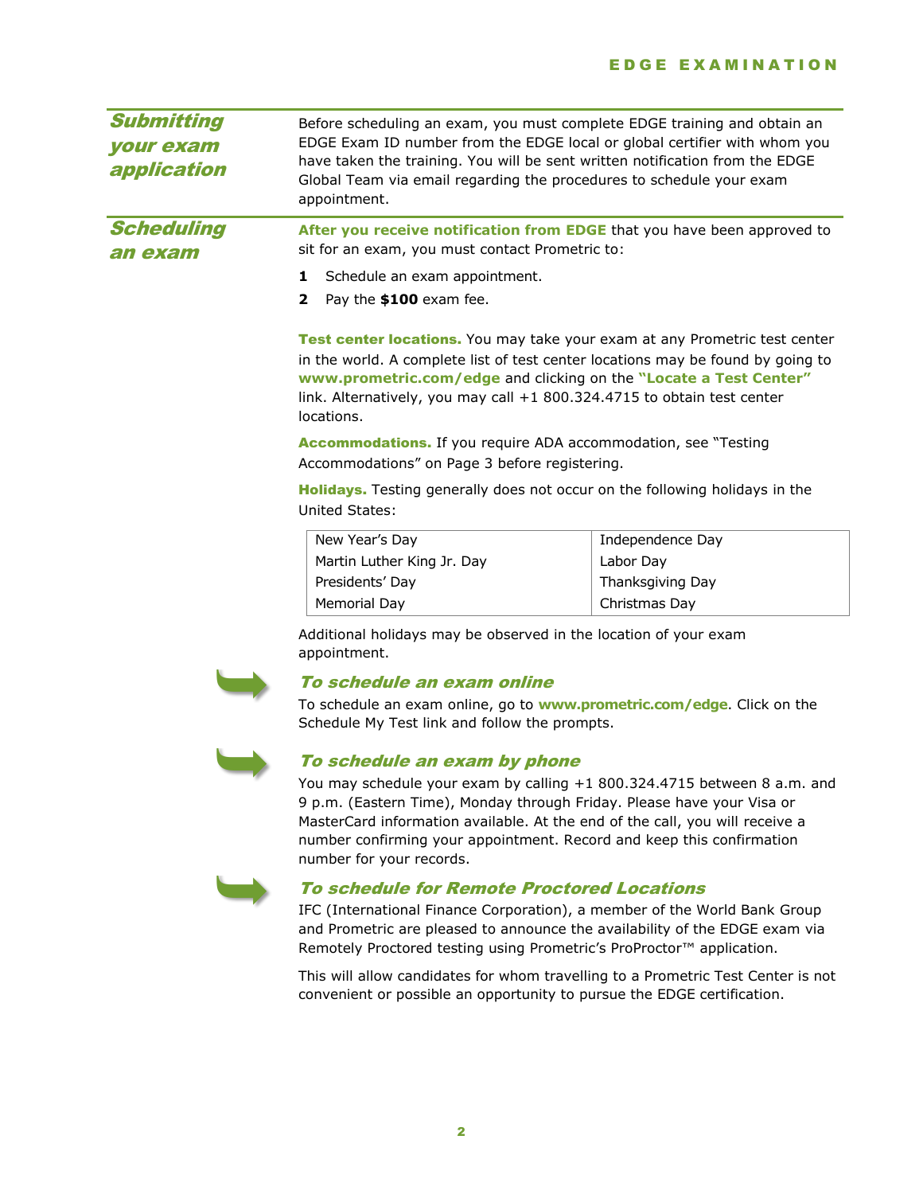## Submitting your exam application

Before scheduling an exam, you must complete EDGE training and obtain an EDGE Exam ID number from the EDGE local or global certifier with whom you have taken the training. You will be sent written notification from the EDGE Global Team via email regarding the procedures to schedule your exam appointment.

## Scheduling an exam

**After you receive notification from EDGE** that you have been approved to sit for an exam, you must contact Prometric to:

1. Schedule an exam appointment.
2. Pay the **$100** exam fee.

**Test center locations.** You may take your exam at any Prometric test center in the world. A complete list of test center locations may be found by going to **www.prometric.com/edge** and clicking on the **"Locate a Test Center"** link. Alternatively, you may call +1 800.324.4715 to obtain test center locations.

**Accommodations.** If you require ADA accommodation, see "Testing Accommodations" on Page 3 before registering.

**Holidays.** Testing generally does not occur on the following holidays in the United States:

| | |
|---|---|
| New Year's Day | Independence Day |
| Martin Luther King Jr. Day | Labor Day |
| Presidents' Day | Thanksgiving Day |
| Memorial Day | Christmas Day |

Additional holidays may be observed in the location of your exam appointment.

### *To schedule an exam online*

To schedule an exam online, go to **www.prometric.com/edge**. Click on the Schedule My Test link and follow the prompts.

### *To schedule an exam by phone*

You may schedule your exam by calling +1 800.324.4715 between 8 a.m. and 9 p.m. (Eastern Time), Monday through Friday. Please have your Visa or MasterCard information available. At the end of the call, you will receive a number confirming your appointment. Record and keep this confirmation number for your records.

### *To schedule for Remote Proctored Locations*

IFC (International Finance Corporation), a member of the World Bank Group and Prometric are pleased to announce the availability of the EDGE exam via Remotely Proctored testing using Prometric's ProProctor™ application.

This will allow candidates for whom travelling to a Prometric Test Center is not convenient or possible an opportunity to pursue the EDGE certification.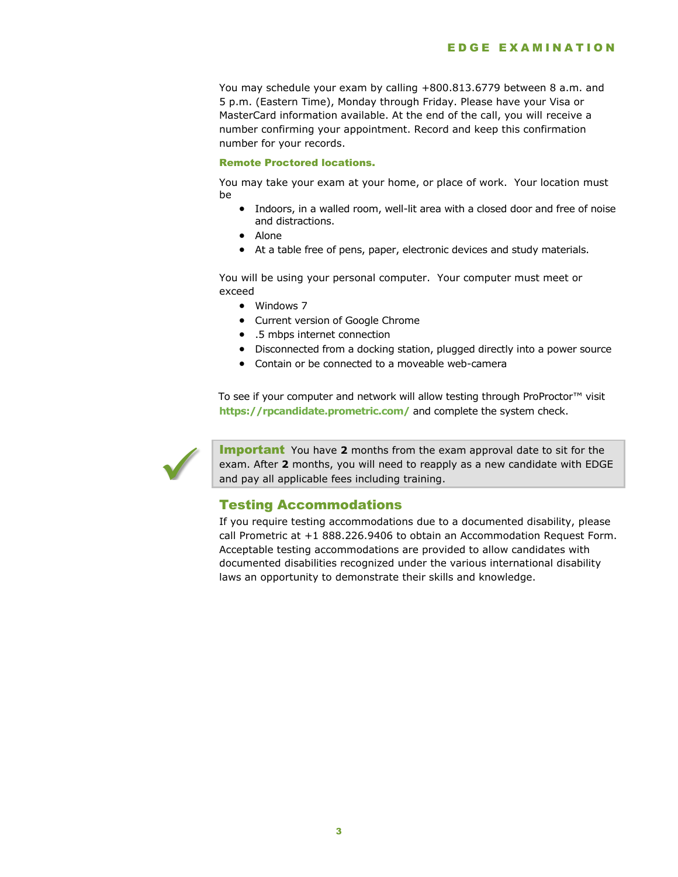You may schedule your exam by calling +800.813.6779 between 8 a.m. and 5 p.m. (Eastern Time), Monday through Friday. Please have your Visa or MasterCard information available. At the end of the call, you will receive a number confirming your appointment. Record and keep this confirmation number for your records.

**Remote Proctored locations.**

You may take your exam at your home, or place of work. Your location must be

- Indoors, in a walled room, well-lit area with a closed door and free of noise and distractions.
- Alone
- At a table free of pens, paper, electronic devices and study materials.

You will be using your personal computer. Your computer must meet or exceed

- Windows 7
- Current version of Google Chrome
- .5 mbps internet connection
- Disconnected from a docking station, plugged directly into a power source
- Contain or be connected to a moveable web-camera

To see if your computer and network will allow testing through ProProctor™ visit **https://rpcandidate.prometric.com/** and complete the system check.

**Important** You have **2** months from the exam approval date to sit for the exam. After **2** months, you will need to reapply as a new candidate with EDGE and pay all applicable fees including training.

## Testing Accommodations

If you require testing accommodations due to a documented disability, please call Prometric at +1 888.226.9406 to obtain an Accommodation Request Form. Acceptable testing accommodations are provided to allow candidates with documented disabilities recognized under the various international disability laws an opportunity to demonstrate their skills and knowledge.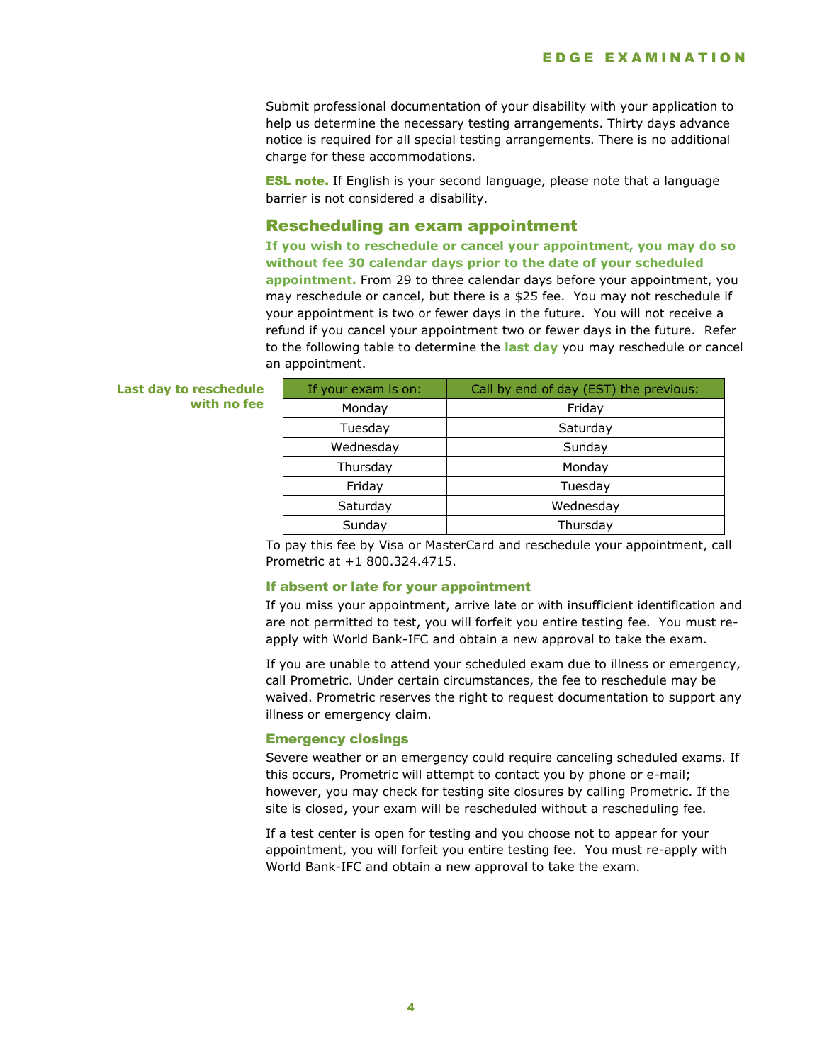Submit professional documentation of your disability with your application to help us determine the necessary testing arrangements. Thirty days advance notice is required for all special testing arrangements. There is no additional charge for these accommodations.

**ESL note.** If English is your second language, please note that a language barrier is not considered a disability.

## Rescheduling an exam appointment

**If you wish to reschedule or cancel your appointment, you may do so without fee 30 calendar days prior to the date of your scheduled appointment.** From 29 to three calendar days before your appointment, you may reschedule or cancel, but there is a $25 fee. You may not reschedule if your appointment is two or fewer days in the future. You will not receive a refund if you cancel your appointment two or fewer days in the future. Refer to the following table to determine the **last day** you may reschedule or cancel an appointment.

**Last day to reschedule with no fee**

| If your exam is on: | Call by end of day (EST) the previous: |
|---|---|
| Monday | Friday |
| Tuesday | Saturday |
| Wednesday | Sunday |
| Thursday | Monday |
| Friday | Tuesday |
| Saturday | Wednesday |
| Sunday | Thursday |

To pay this fee by Visa or MasterCard and reschedule your appointment, call Prometric at +1 800.324.4715.

### If absent or late for your appointment

If you miss your appointment, arrive late or with insufficient identification and are not permitted to test, you will forfeit you entire testing fee. You must re-apply with World Bank-IFC and obtain a new approval to take the exam.

If you are unable to attend your scheduled exam due to illness or emergency, call Prometric. Under certain circumstances, the fee to reschedule may be waived. Prometric reserves the right to request documentation to support any illness or emergency claim.

### Emergency closings

Severe weather or an emergency could require canceling scheduled exams. If this occurs, Prometric will attempt to contact you by phone or e-mail; however, you may check for testing site closures by calling Prometric. If the site is closed, your exam will be rescheduled without a rescheduling fee.

If a test center is open for testing and you choose not to appear for your appointment, you will forfeit you entire testing fee. You must re-apply with World Bank-IFC and obtain a new approval to take the exam.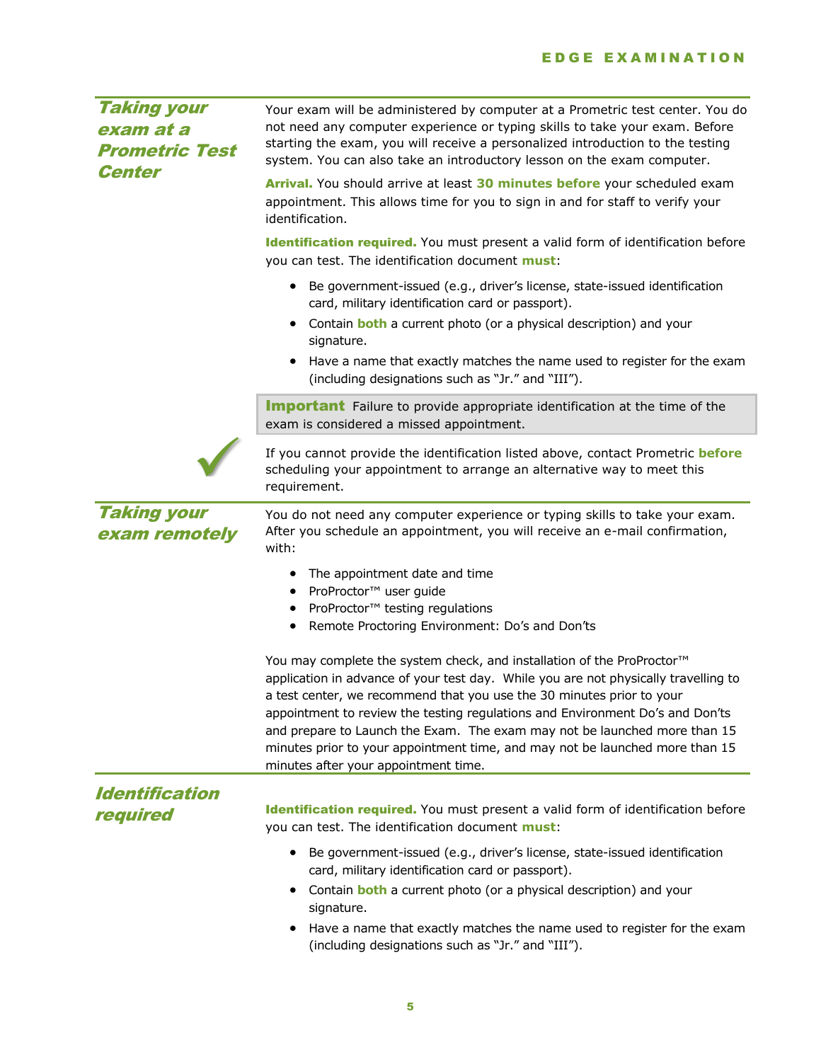## Taking your exam at a Prometric Test Center

Your exam will be administered by computer at a Prometric test center. You do not need any computer experience or typing skills to take your exam. Before starting the exam, you will receive a personalized introduction to the testing system. You can also take an introductory lesson on the exam computer.

**Arrival.** You should arrive at least **30 minutes before** your scheduled exam appointment. This allows time for you to sign in and for staff to verify your identification.

**Identification required.** You must present a valid form of identification before you can test. The identification document **must**:

- Be government-issued (e.g., driver's license, state-issued identification card, military identification card or passport).
- Contain **both** a current photo (or a physical description) and your signature.
- Have a name that exactly matches the name used to register for the exam (including designations such as "Jr." and "III").

> **Important** Failure to provide appropriate identification at the time of the exam is considered a missed appointment.

If you cannot provide the identification listed above, contact Prometric **before** scheduling your appointment to arrange an alternative way to meet this requirement.

## Taking your exam remotely

You do not need any computer experience or typing skills to take your exam. After you schedule an appointment, you will receive an e-mail confirmation, with:

- The appointment date and time
- ProProctor™ user guide
- ProProctor™ testing regulations
- Remote Proctoring Environment: Do's and Don'ts

You may complete the system check, and installation of the ProProctor™ application in advance of your test day. While you are not physically travelling to a test center, we recommend that you use the 30 minutes prior to your appointment to review the testing regulations and Environment Do's and Don'ts and prepare to Launch the Exam. The exam may not be launched more than 15 minutes prior to your appointment time, and may not be launched more than 15 minutes after your appointment time.

## Identification required

**Identification required.** You must present a valid form of identification before you can test. The identification document **must**:

- Be government-issued (e.g., driver's license, state-issued identification card, military identification card or passport).
- Contain **both** a current photo (or a physical description) and your signature.
- Have a name that exactly matches the name used to register for the exam (including designations such as "Jr." and "III").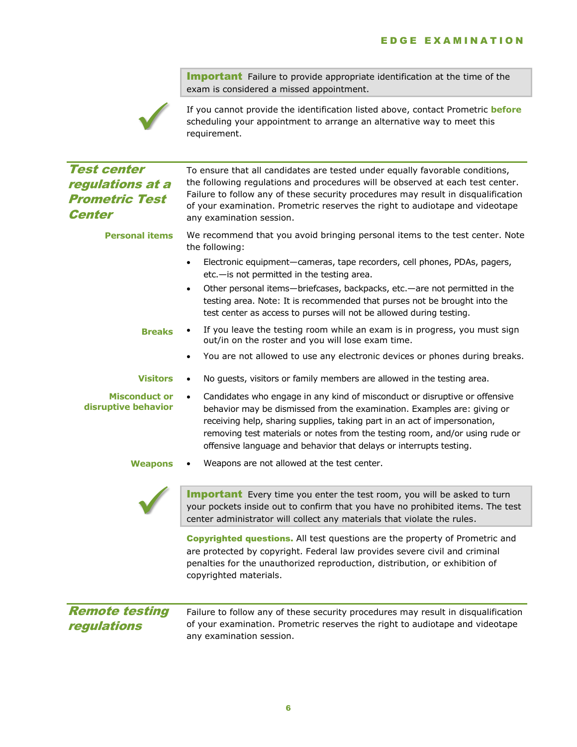**Important** Failure to provide appropriate identification at the time of the exam is considered a missed appointment.

If you cannot provide the identification listed above, contact Prometric **before** scheduling your appointment to arrange an alternative way to meet this requirement.

## *Test center regulations at a Prometric Test Center*

To ensure that all candidates are tested under equally favorable conditions, the following regulations and procedures will be observed at each test center. Failure to follow any of these security procedures may result in disqualification of your examination. Prometric reserves the right to audiotape and videotape any examination session.

**Personal items**

We recommend that you avoid bringing personal items to the test center. Note the following:

- Electronic equipment—cameras, tape recorders, cell phones, PDAs, pagers, etc.—is not permitted in the testing area.
- Other personal items—briefcases, backpacks, etc.—are not permitted in the testing area. Note: It is recommended that purses not be brought into the test center as access to purses will not be allowed during testing.

**Breaks**

- If you leave the testing room while an exam is in progress, you must sign out/in on the roster and you will lose exam time.
- You are not allowed to use any electronic devices or phones during breaks.

**Visitors**

- No guests, visitors or family members are allowed in the testing area.

**Misconduct or disruptive behavior**

- Candidates who engage in any kind of misconduct or disruptive or offensive behavior may be dismissed from the examination. Examples are: giving or receiving help, sharing supplies, taking part in an act of impersonation, removing test materials or notes from the testing room, and/or using rude or offensive language and behavior that delays or interrupts testing.

**Weapons**

- Weapons are not allowed at the test center.

**Important** Every time you enter the test room, you will be asked to turn your pockets inside out to confirm that you have no prohibited items. The test center administrator will collect any materials that violate the rules.

**Copyrighted questions.** All test questions are the property of Prometric and are protected by copyright. Federal law provides severe civil and criminal penalties for the unauthorized reproduction, distribution, or exhibition of copyrighted materials.

## *Remote testing regulations*

Failure to follow any of these security procedures may result in disqualification of your examination. Prometric reserves the right to audiotape and videotape any examination session.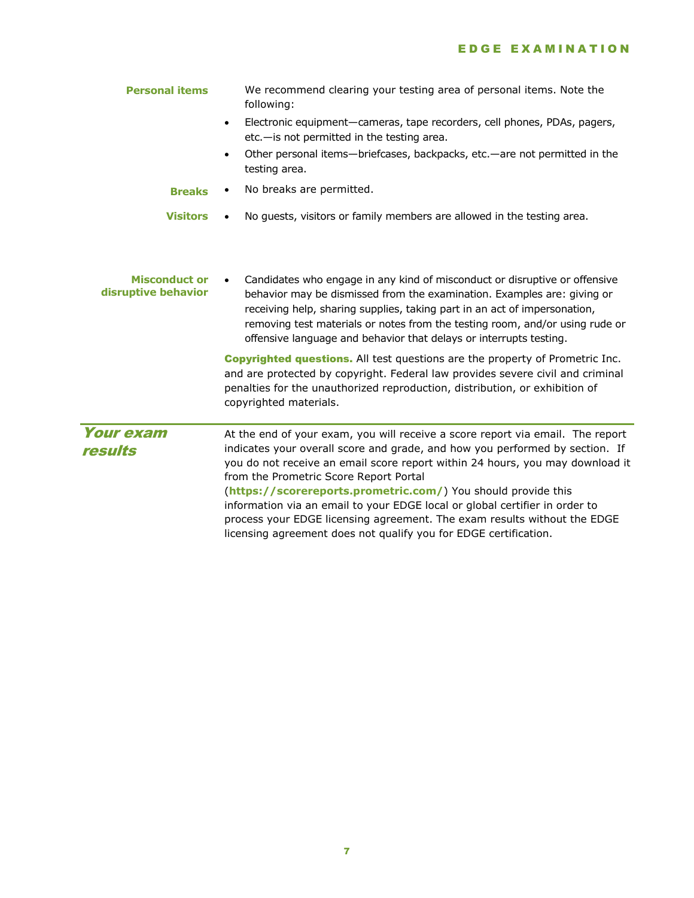**Personal items**

We recommend clearing your testing area of personal items. Note the following:

- Electronic equipment—cameras, tape recorders, cell phones, PDAs, pagers, etc.—is not permitted in the testing area.
- Other personal items—briefcases, backpacks, etc.—are not permitted in the testing area.

**Breaks**

- No breaks are permitted.

**Visitors**

- No guests, visitors or family members are allowed in the testing area.

**Misconduct or disruptive behavior**

- Candidates who engage in any kind of misconduct or disruptive or offensive behavior may be dismissed from the examination. Examples are: giving or receiving help, sharing supplies, taking part in an act of impersonation, removing test materials or notes from the testing room, and/or using rude or offensive language and behavior that delays or interrupts testing.

**Copyrighted questions.** All test questions are the property of Prometric Inc. and are protected by copyright. Federal law provides severe civil and criminal penalties for the unauthorized reproduction, distribution, or exhibition of copyrighted materials.

## *Your exam results*

At the end of your exam, you will receive a score report via email. The report indicates your overall score and grade, and how you performed by section. If you do not receive an email score report within 24 hours, you may download it from the Prometric Score Report Portal (**https://scorereports.prometric.com/**) You should provide this information via an email to your EDGE local or global certifier in order to process your EDGE licensing agreement. The exam results without the EDGE licensing agreement does not qualify you for EDGE certification.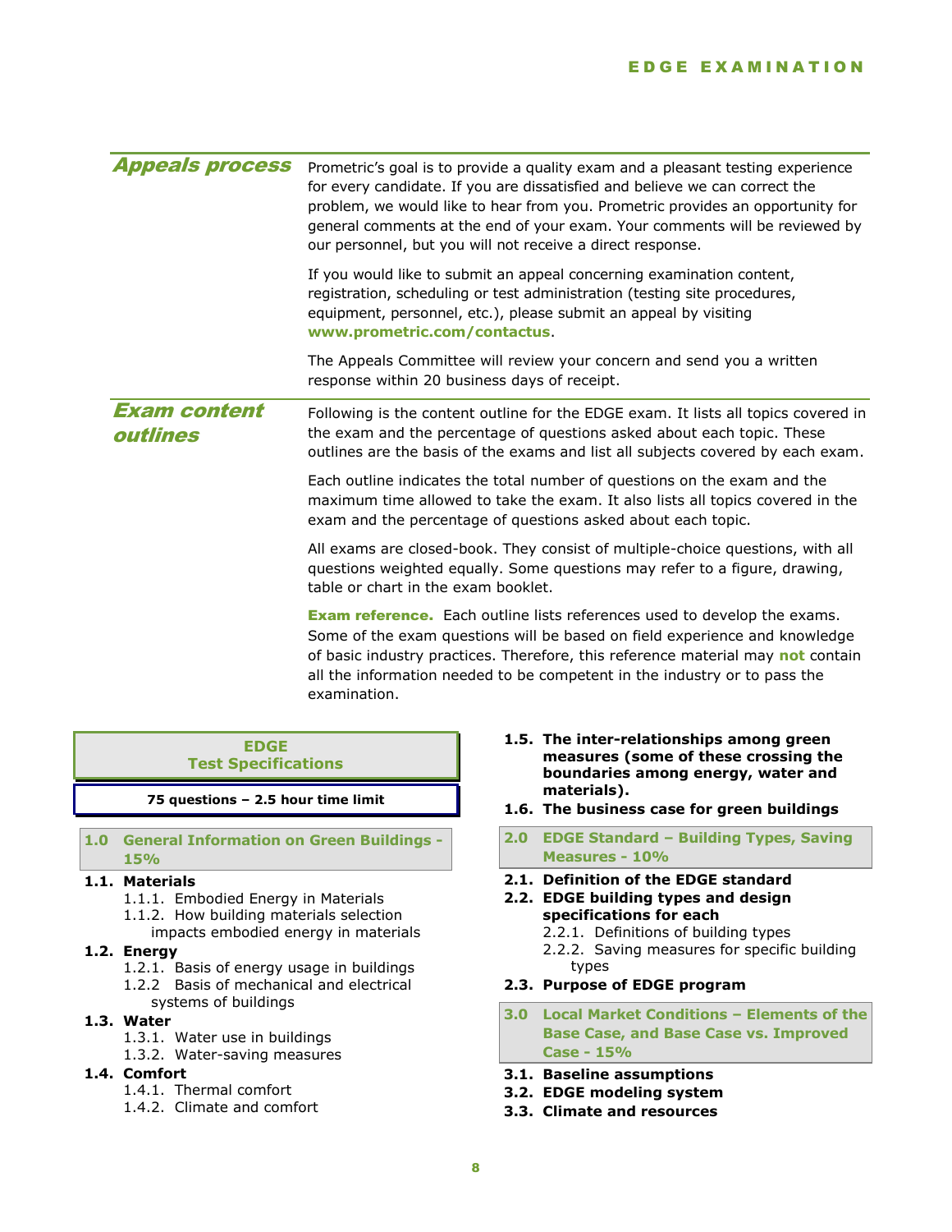## Appeals process

Prometric's goal is to provide a quality exam and a pleasant testing experience for every candidate. If you are dissatisfied and believe we can correct the problem, we would like to hear from you. Prometric provides an opportunity for general comments at the end of your exam. Your comments will be reviewed by our personnel, but you will not receive a direct response.

If you would like to submit an appeal concerning examination content, registration, scheduling or test administration (testing site procedures, equipment, personnel, etc.), please submit an appeal by visiting **www.prometric.com/contactus**.

The Appeals Committee will review your concern and send you a written response within 20 business days of receipt.

## Exam content outlines

Following is the content outline for the EDGE exam. It lists all topics covered in the exam and the percentage of questions asked about each topic. These outlines are the basis of the exams and list all subjects covered by each exam.

Each outline indicates the total number of questions on the exam and the maximum time allowed to take the exam. It also lists all topics covered in the exam and the percentage of questions asked about each topic.

All exams are closed-book. They consist of multiple-choice questions, with all questions weighted equally. Some questions may refer to a figure, drawing, table or chart in the exam booklet.

**Exam reference.** Each outline lists references used to develop the exams. Some of the exam questions will be based on field experience and knowledge of basic industry practices. Therefore, this reference material may **not** contain all the information needed to be competent in the industry or to pass the examination.

### EDGE Test Specifications

**75 questions – 2.5 hour time limit**

#### 1.0 General Information on Green Buildings - 15%

- **1.1. Materials**
  - 1.1.1. Embodied Energy in Materials
  - 1.1.2. How building materials selection impacts embodied energy in materials
- **1.2. Energy**
  - 1.2.1. Basis of energy usage in buildings
  - 1.2.2 Basis of mechanical and electrical systems of buildings
- **1.3. Water**
  - 1.3.1. Water use in buildings
  - 1.3.2. Water-saving measures
- **1.4. Comfort**
  - 1.4.1. Thermal comfort
  - 1.4.2. Climate and comfort
- **1.5. The inter-relationships among green measures (some of these crossing the boundaries among energy, water and materials).**
- **1.6. The business case for green buildings**

#### 2.0 EDGE Standard – Building Types, Saving Measures - 10%

- **2.1. Definition of the EDGE standard**
- **2.2. EDGE building types and design specifications for each**
  - 2.2.1. Definitions of building types
  - 2.2.2. Saving measures for specific building types
- **2.3. Purpose of EDGE program**

#### 3.0 Local Market Conditions – Elements of the Base Case, and Base Case vs. Improved Case - 15%

- **3.1. Baseline assumptions**
- **3.2. EDGE modeling system**
- **3.3. Climate and resources**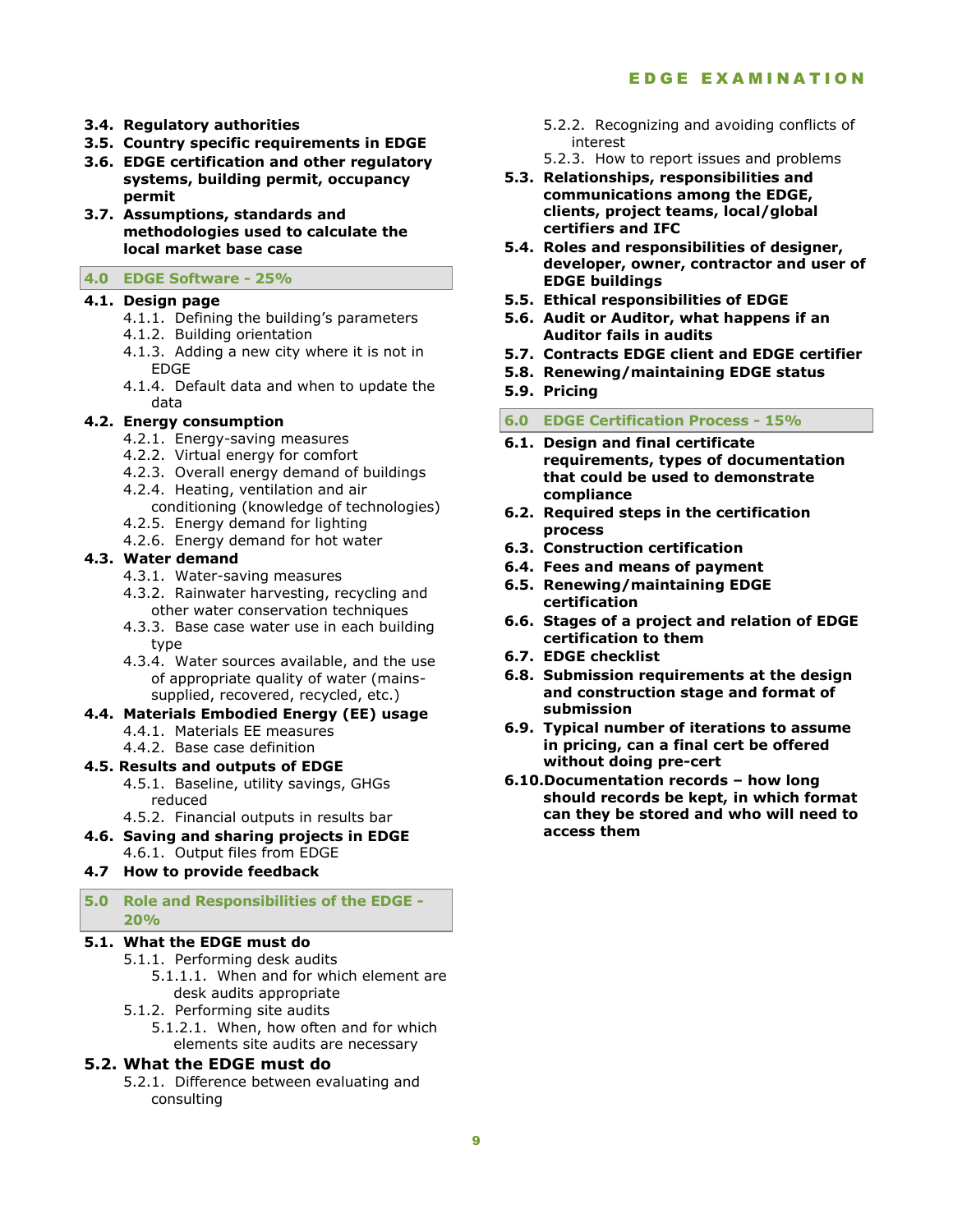**3.4. Regulatory authorities**

**3.5. Country specific requirements in EDGE**

**3.6. EDGE certification and other regulatory systems, building permit, occupancy permit**

**3.7. Assumptions, standards and methodologies used to calculate the local market base case**

## 4.0 EDGE Software - 25%

**4.1. Design page**

- 4.1.1. Defining the building's parameters
- 4.1.2. Building orientation
- 4.1.3. Adding a new city where it is not in EDGE
- 4.1.4. Default data and when to update the data

**4.2. Energy consumption**

- 4.2.1. Energy-saving measures
- 4.2.2. Virtual energy for comfort
- 4.2.3. Overall energy demand of buildings
- 4.2.4. Heating, ventilation and air conditioning (knowledge of technologies)
- 4.2.5. Energy demand for lighting
- 4.2.6. Energy demand for hot water

**4.3. Water demand**

- 4.3.1. Water-saving measures
- 4.3.2. Rainwater harvesting, recycling and other water conservation techniques
- 4.3.3. Base case water use in each building type
- 4.3.4. Water sources available, and the use of appropriate quality of water (mains-supplied, recovered, recycled, etc.)

**4.4. Materials Embodied Energy (EE) usage**

- 4.4.1. Materials EE measures
- 4.4.2. Base case definition

**4.5. Results and outputs of EDGE**

- 4.5.1. Baseline, utility savings, GHGs reduced
- 4.5.2. Financial outputs in results bar

**4.6. Saving and sharing projects in EDGE**

- 4.6.1. Output files from EDGE

**4.7 How to provide feedback**

## 5.0 Role and Responsibilities of the EDGE - 20%

**5.1. What the EDGE must do**

- 5.1.1. Performing desk audits
  - 5.1.1.1. When and for which element are desk audits appropriate
- 5.1.2. Performing site audits
  - 5.1.2.1. When, how often and for which elements site audits are necessary

**5.2. What the EDGE must do**

- 5.2.1. Difference between evaluating and consulting
- 5.2.2. Recognizing and avoiding conflicts of interest
- 5.2.3. How to report issues and problems

**5.3. Relationships, responsibilities and communications among the EDGE, clients, project teams, local/global certifiers and IFC**

**5.4. Roles and responsibilities of designer, developer, owner, contractor and user of EDGE buildings**

**5.5. Ethical responsibilities of EDGE**

**5.6. Audit or Auditor, what happens if an Auditor fails in audits**

**5.7. Contracts EDGE client and EDGE certifier**

**5.8. Renewing/maintaining EDGE status**

**5.9. Pricing**

## 6.0 EDGE Certification Process - 15%

**6.1. Design and final certificate requirements, types of documentation that could be used to demonstrate compliance**

**6.2. Required steps in the certification process**

**6.3. Construction certification**

**6.4. Fees and means of payment**

**6.5. Renewing/maintaining EDGE certification**

**6.6. Stages of a project and relation of EDGE certification to them**

**6.7. EDGE checklist**

**6.8. Submission requirements at the design and construction stage and format of submission**

**6.9. Typical number of iterations to assume in pricing, can a final cert be offered without doing pre-cert**

**6.10. Documentation records – how long should records be kept, in which format can they be stored and who will need to access them**